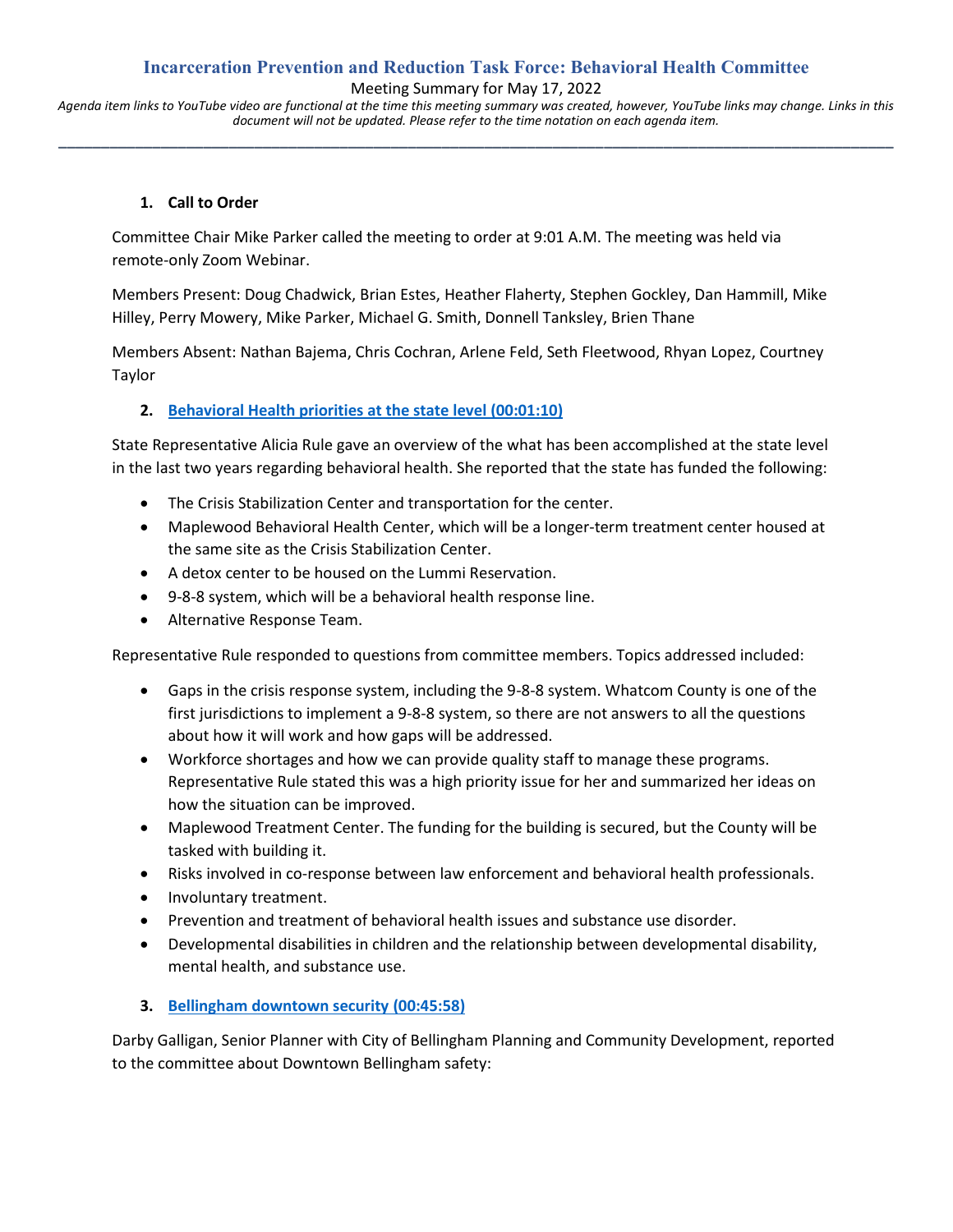# Incarceration Prevention and Reduction Task Force: Behavioral Health Committee

Meeting Summary for May 17, 2022

*Agenda item links to YouTube video are functional at the time this meeting summary was created, however, YouTube links may change. Links in this document will not be updated. Please refer to the time notation on each agenda item.*

---

1. **Call to Order**

Committee Chair Mike Parker called the meeting to order at 9:01 A.M. The meeting was held via remote-only Zoom Webinar.

Members Present: Doug Chadwick, Brian Estes, Heather Flaherty, Stephen Gockley, Dan Hammill, Mike Hilley, Perry Mowery, Mike Parker, Michael G. Smith, Donnell Tanksley, Brien Thane

Members Absent: Nathan Bajema, Chris Cochran, Arlene Feld, Seth Fleetwood, Rhyan Lopez, Courtney Taylor

2. **Behavioral Health priorities at the state level (00:01:10)**

State Representative Alicia Rule gave an overview of the what has been accomplished at the state level in the last two years regarding behavioral health. She reported that the state has funded the following:

- The Crisis Stabilization Center and transportation for the center.
- Maplewood Behavioral Health Center, which will be a longer-term treatment center housed at the same site as the Crisis Stabilization Center.
- A detox center to be housed on the Lummi Reservation.
- 9-8-8 system, which will be a behavioral health response line.
- Alternative Response Team.

Representative Rule responded to questions from committee members. Topics addressed included:

- Gaps in the crisis response system, including the 9-8-8 system. Whatcom County is one of the first jurisdictions to implement a 9-8-8 system, so there are not answers to all the questions about how it will work and how gaps will be addressed.
- Workforce shortages and how we can provide quality staff to manage these programs. Representative Rule stated this was a high priority issue for her and summarized her ideas on how the situation can be improved.
- Maplewood Treatment Center. The funding for the building is secured, but the County will be tasked with building it.
- Risks involved in co-response between law enforcement and behavioral health professionals.
- Involuntary treatment.
- Prevention and treatment of behavioral health issues and substance use disorder.
- Developmental disabilities in children and the relationship between developmental disability, mental health, and substance use.

3. **Bellingham downtown security (00:45:58)**

Darby Galligan, Senior Planner with City of Bellingham Planning and Community Development, reported to the committee about Downtown Bellingham safety: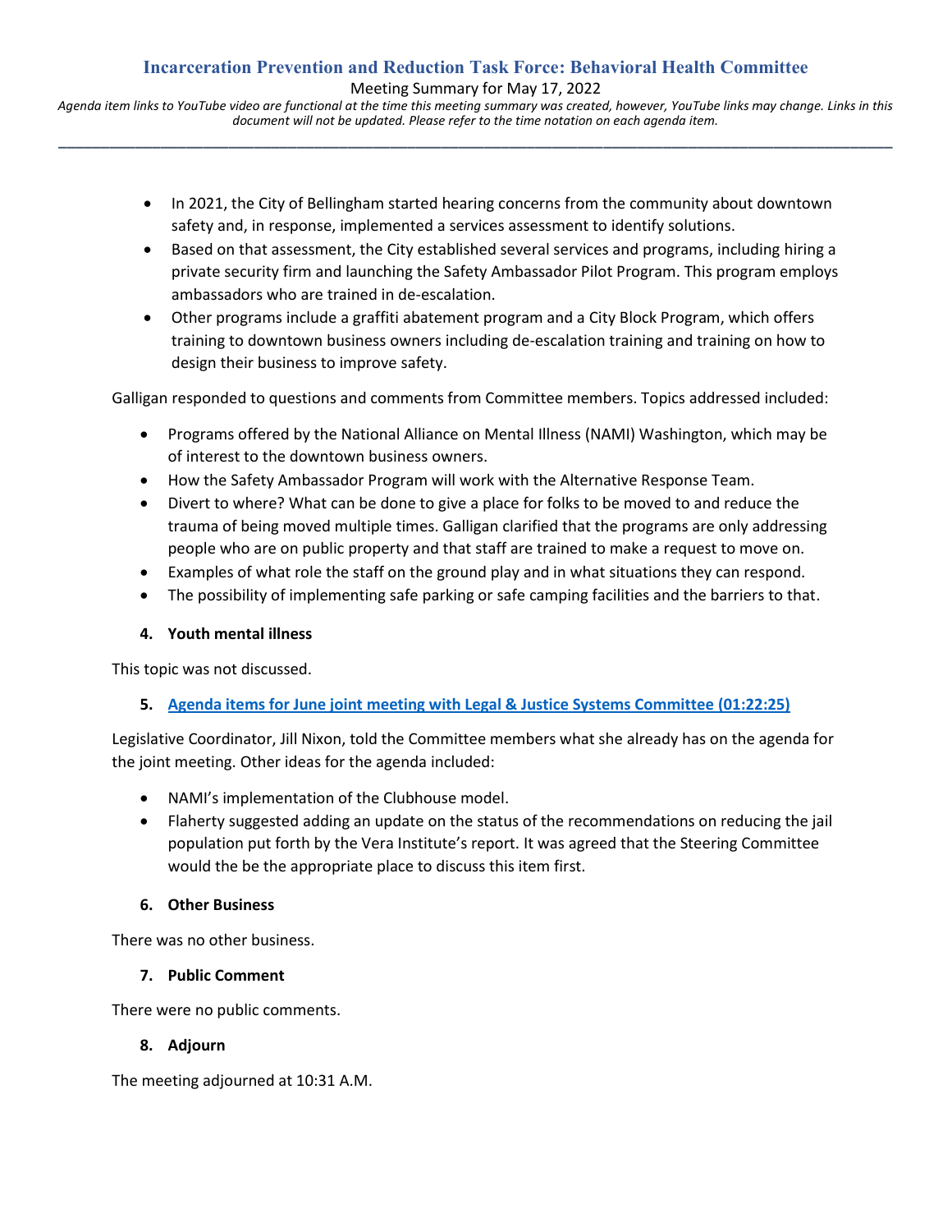- In 2021, the City of Bellingham started hearing concerns from the community about downtown safety and, in response, implemented a services assessment to identify solutions.
- Based on that assessment, the City established several services and programs, including hiring a private security firm and launching the Safety Ambassador Pilot Program. This program employs ambassadors who are trained in de-escalation.
- Other programs include a graffiti abatement program and a City Block Program, which offers training to downtown business owners including de-escalation training and training on how to design their business to improve safety.

Galligan responded to questions and comments from Committee members. Topics addressed included:

- Programs offered by the National Alliance on Mental Illness (NAMI) Washington, which may be of interest to the downtown business owners.
- How the Safety Ambassador Program will work with the Alternative Response Team.
- Divert to where? What can be done to give a place for folks to be moved to and reduce the trauma of being moved multiple times. Galligan clarified that the programs are only addressing people who are on public property and that staff are trained to make a request to move on.
- Examples of what role the staff on the ground play and in what situations they can respond.
- The possibility of implementing safe parking or safe camping facilities and the barriers to that.

**4. Youth mental illness**

This topic was not discussed.

**5. Agenda items for June joint meeting with Legal & Justice Systems Committee (01:22:25)**

Legislative Coordinator, Jill Nixon, told the Committee members what she already has on the agenda for the joint meeting. Other ideas for the agenda included:

- NAMI's implementation of the Clubhouse model.
- Flaherty suggested adding an update on the status of the recommendations on reducing the jail population put forth by the Vera Institute's report. It was agreed that the Steering Committee would the be the appropriate place to discuss this item first.

**6. Other Business**

There was no other business.

**7. Public Comment**

There were no public comments.

**8. Adjourn**

The meeting adjourned at 10:31 A.M.